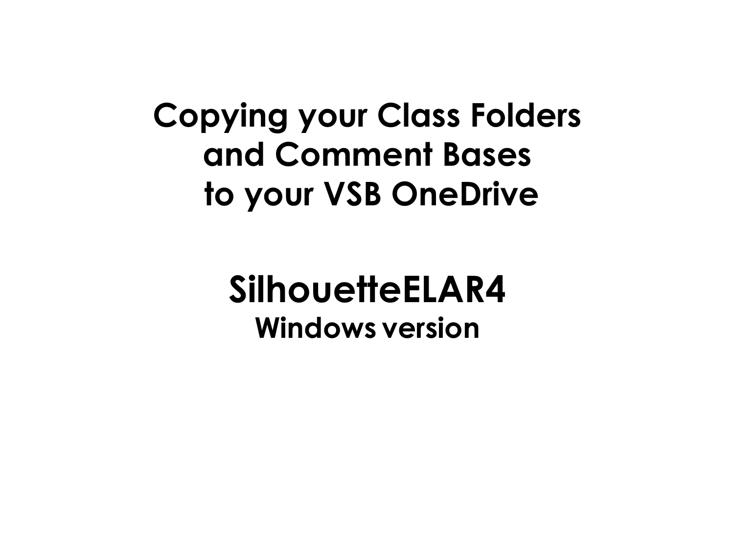# Copying your Class Folders and Comment Bases to your VSB OneDrive

## SilhouetteELAR4

### Windows version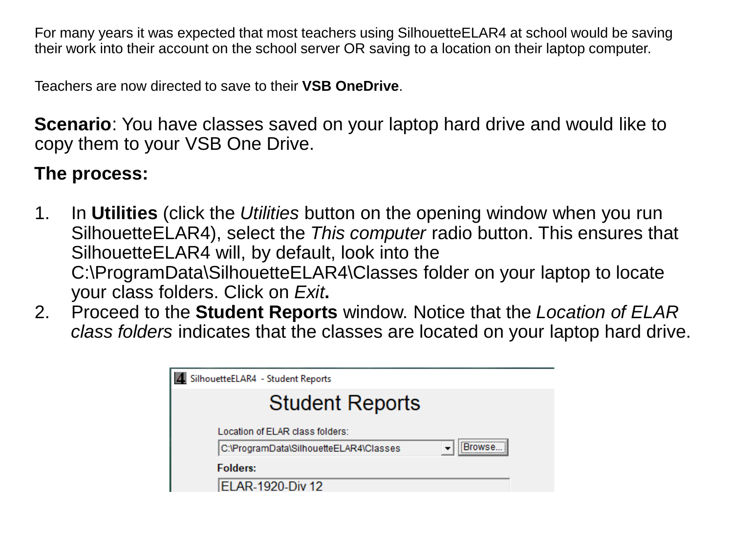For many years it was expected that most teachers using SilhouetteELAR4 at school would be saving their work into their account on the school server OR saving to a location on their laptop computer.

Teachers are now directed to save to their **VSB OneDrive**.

**Scenario**: You have classes saved on your laptop hard drive and would like to copy them to your VSB One Drive.

**The process:**

1. In **Utilities** (click the *Utilities* button on the opening window when you run SilhouetteELAR4), select the *This computer* radio button. This ensures that SilhouetteELAR4 will, by default, look into the C:\ProgramData\SilhouetteELAR4\Classes folder on your laptop to locate your class folders. Click on *Exit*.
2. Proceed to the **Student Reports** window. Notice that the *Location of ELAR class folders* indicates that the classes are located on your laptop hard drive.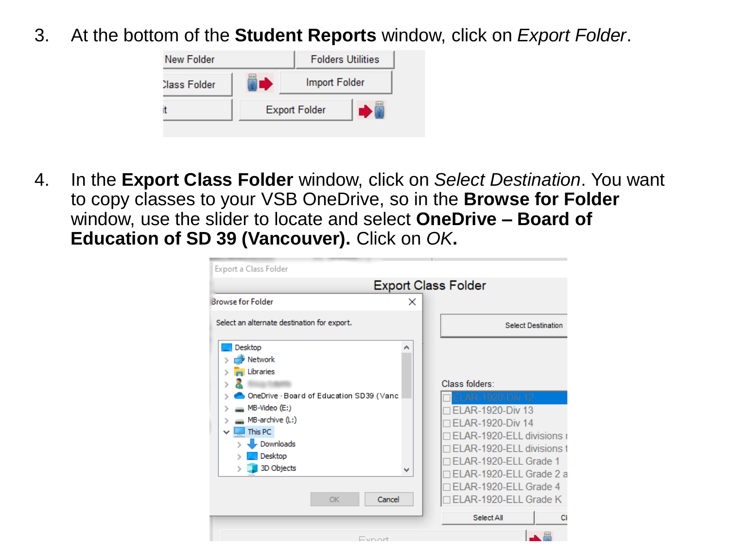3. At the bottom of the **Student Reports** window, click on *Export Folder*.

4. In the **Export Class Folder** window, click on *Select Destination*. You want to copy classes to your VSB OneDrive, so in the **Browse for Folder** window, use the slider to locate and select **OneDrive – Board of Education of SD 39 (Vancouver).** Click on *OK***.**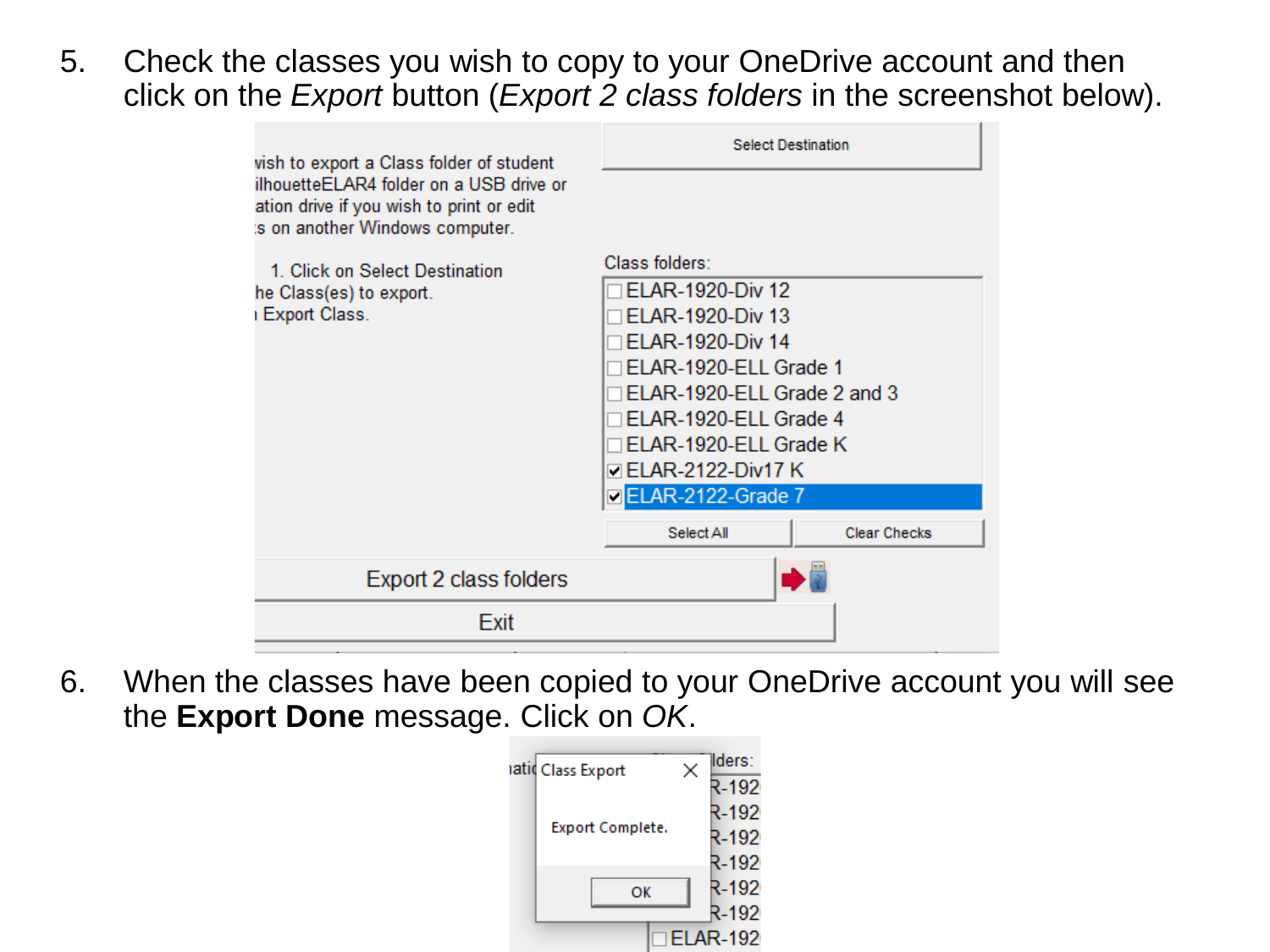5. Check the classes you wish to copy to your OneDrive account and then click on the *Export* button (*Export 2 class folders* in the screenshot below).

6. When the classes have been copied to your OneDrive account you will see the **Export Done** message. Click on *OK*.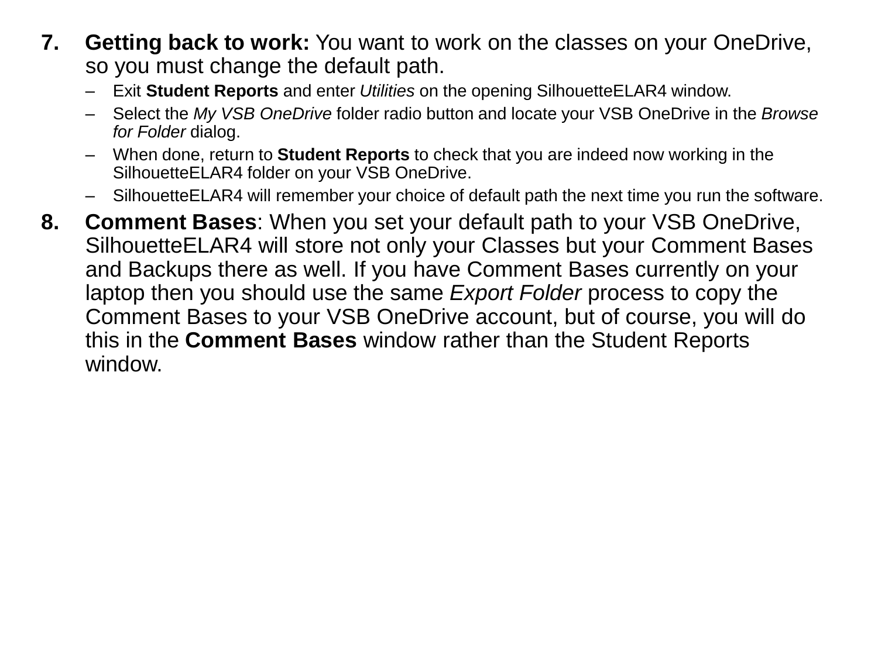7. **Getting back to work:** You want to work on the classes on your OneDrive, so you must change the default path.
   - Exit **Student Reports** and enter *Utilities* on the opening SilhouetteELAR4 window.
   - Select the *My VSB OneDrive* folder radio button and locate your VSB OneDrive in the *Browse for Folder* dialog.
   - When done, return to **Student Reports** to check that you are indeed now working in the SilhouetteELAR4 folder on your VSB OneDrive.
   - SilhouetteELAR4 will remember your choice of default path the next time you run the software.
8. **Comment Bases**: When you set your default path to your VSB OneDrive, SilhouetteELAR4 will store not only your Classes but your Comment Bases and Backups there as well. If you have Comment Bases currently on your laptop then you should use the same *Export Folder* process to copy the Comment Bases to your VSB OneDrive account, but of course, you will do this in the **Comment Bases** window rather than the Student Reports window.